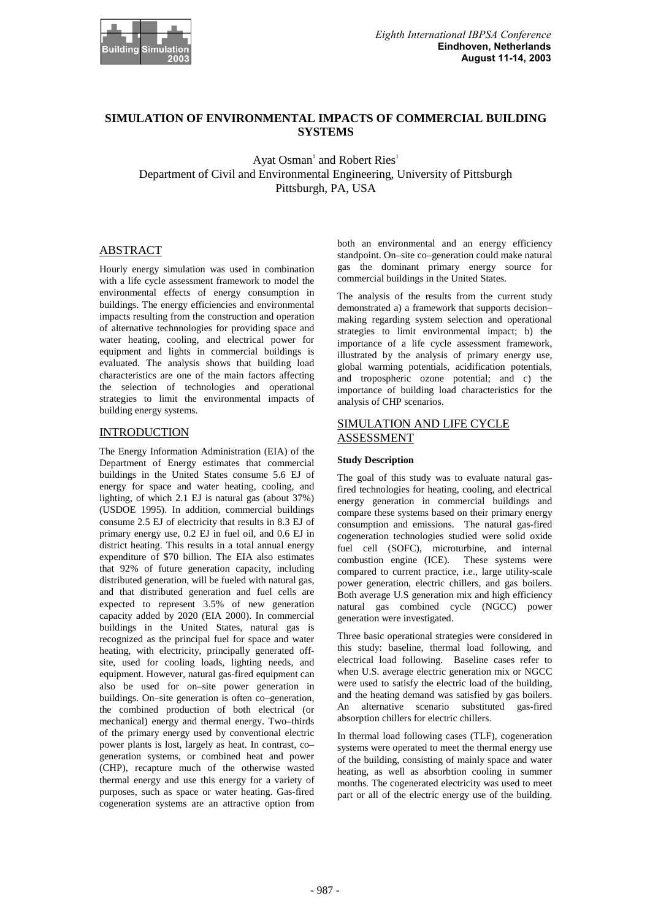# SIMULATION OF ENVIRONMENTAL IMPACTS OF COMMERCIAL BUILDING SYSTEMS

Ayat Osman[1] and Robert Ries[1]
Department of Civil and Environmental Engineering, University of Pittsburgh
Pittsburgh, PA, USA

## ABSTRACT

Hourly energy simulation was used in combination with a life cycle assessment framework to model the environmental effects of energy consumption in buildings. The energy efficiencies and environmental impacts resulting from the construction and operation of alternative technnologies for providing space and water heating, cooling, and electrical power for equipment and lights in commercial buildings is evaluated. The analysis shows that building load characteristics are one of the main factors affecting the selection of technologies and operational strategies to limit the environmental impacts of building energy systems.

## INTRODUCTION

The Energy Information Administration (EIA) of the Department of Energy estimates that commercial buildings in the United States consume 5.6 EJ of energy for space and water heating, cooling, and lighting, of which 2.1 EJ is natural gas (about 37%) (USDOE 1995). In addition, commercial buildings consume 2.5 EJ of electricity that results in 8.3 EJ of primary energy use, 0.2 EJ in fuel oil, and 0.6 EJ in district heating. This results in a total annual energy expenditure of $70 billion. The EIA also estimates that 92% of future generation capacity, including distributed generation, will be fueled with natural gas, and that distributed generation and fuel cells are expected to represent 3.5% of new generation capacity added by 2020 (EIA 2000). In commercial buildings in the United States, natural gas is recognized as the principal fuel for space and water heating, with electricity, principally generated off-site, used for cooling loads, lighting needs, and equipment. However, natural gas-fired equipment can also be used for on–site power generation in buildings. On–site generation is often co–generation, the combined production of both electrical (or mechanical) energy and thermal energy. Two–thirds of the primary energy used by conventional electric power plants is lost, largely as heat. In contrast, co–generation systems, or combined heat and power (CHP), recapture much of the otherwise wasted thermal energy and use this energy for a variety of purposes, such as space or water heating. Gas-fired cogeneration systems are an attractive option from both an environmental and an energy efficiency standpoint. On–site co–generation could make natural gas the dominant primary energy source for commercial buildings in the United States.

The analysis of the results from the current study demonstrated a) a framework that supports decision–making regarding system selection and operational strategies to limit environmental impact; b) the importance of a life cycle assessment framework, illustrated by the analysis of primary energy use, global warming potentials, acidification potentials, and tropospheric ozone potential; and c) the importance of building load characteristics for the analysis of CHP scenarios.

## SIMULATION AND LIFE CYCLE ASSESSMENT

### Study Description

The goal of this study was to evaluate natural gas-fired technologies for heating, cooling, and electrical energy generation in commercial buildings and compare these systems based on their primary energy consumption and emissions. The natural gas-fired cogeneration technologies studied were solid oxide fuel cell (SOFC), microturbine, and internal combustion engine (ICE). These systems were compared to current practice, i.e., large utility-scale power generation, electric chillers, and gas boilers. Both average U.S generation mix and high efficiency natural gas combined cycle (NGCC) power generation were investigated.

Three basic operational strategies were considered in this study: baseline, thermal load following, and electrical load following. Baseline cases refer to when U.S. average electric generation mix or NGCC were used to satisfy the electric load of the building, and the heating demand was satisfied by gas boilers. An alternative scenario substituted gas-fired absorption chillers for electric chillers.

In thermal load following cases (TLF), cogeneration systems were operated to meet the thermal energy use of the building, consisting of mainly space and water heating, as well as absorbtion cooling in summer months. The cogenerated electricity was used to meet part or all of the electric energy use of the building.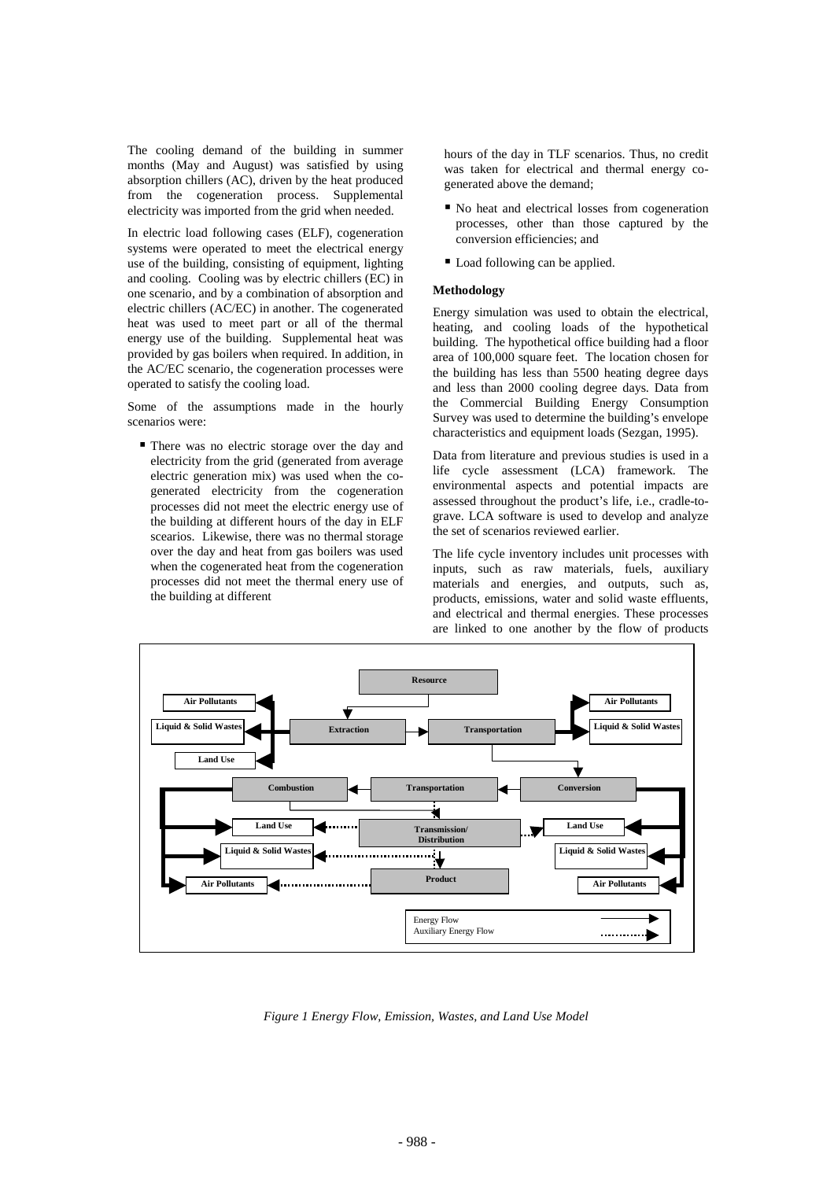The cooling demand of the building in summer months (May and August) was satisfied by using absorption chillers (AC), driven by the heat produced from the cogeneration process. Supplemental electricity was imported from the grid when needed.

In electric load following cases (ELF), cogeneration systems were operated to meet the electrical energy use of the building, consisting of equipment, lighting and cooling. Cooling was by electric chillers (EC) in one scenario, and by a combination of absorption and electric chillers (AC/EC) in another. The cogenerated heat was used to meet part or all of the thermal energy use of the building. Supplemental heat was provided by gas boilers when required. In addition, in the AC/EC scenario, the cogeneration processes were operated to satisfy the cooling load.

Some of the assumptions made in the hourly scenarios were:

- There was no electric storage over the day and electricity from the grid (generated from average electric generation mix) was used when the co-generated electricity from the cogeneration processes did not meet the electric energy use of the building at different hours of the day in ELF scearios. Likewise, there was no thermal storage over the day and heat from gas boilers was used when the cogenerated heat from the cogeneration processes did not meet the thermal enery use of the building at different hours of the day in TLF scenarios. Thus, no credit was taken for electrical and thermal energy co-generated above the demand;
- No heat and electrical losses from cogeneration processes, other than those captured by the conversion efficiencies; and
- Load following can be applied.

**Methodology**

Energy simulation was used to obtain the electrical, heating, and cooling loads of the hypothetical building. The hypothetical office building had a floor area of 100,000 square feet. The location chosen for the building has less than 5500 heating degree days and less than 2000 cooling degree days. Data from the Commercial Building Energy Consumption Survey was used to determine the building's envelope characteristics and equipment loads (Sezgan, 1995).

Data from literature and previous studies is used in a life cycle assessment (LCA) framework. The environmental aspects and potential impacts are assessed throughout the product's life, i.e., cradle-to-grave. LCA software is used to develop and analyze the set of scenarios reviewed earlier.

The life cycle inventory includes unit processes with inputs, such as raw materials, fuels, auxiliary materials and energies, and outputs, such as, products, emissions, water and solid waste effluents, and electrical and thermal energies. These processes are linked to one another by the flow of products

*Figure 1 Energy Flow, Emission, Wastes, and Land Use Model*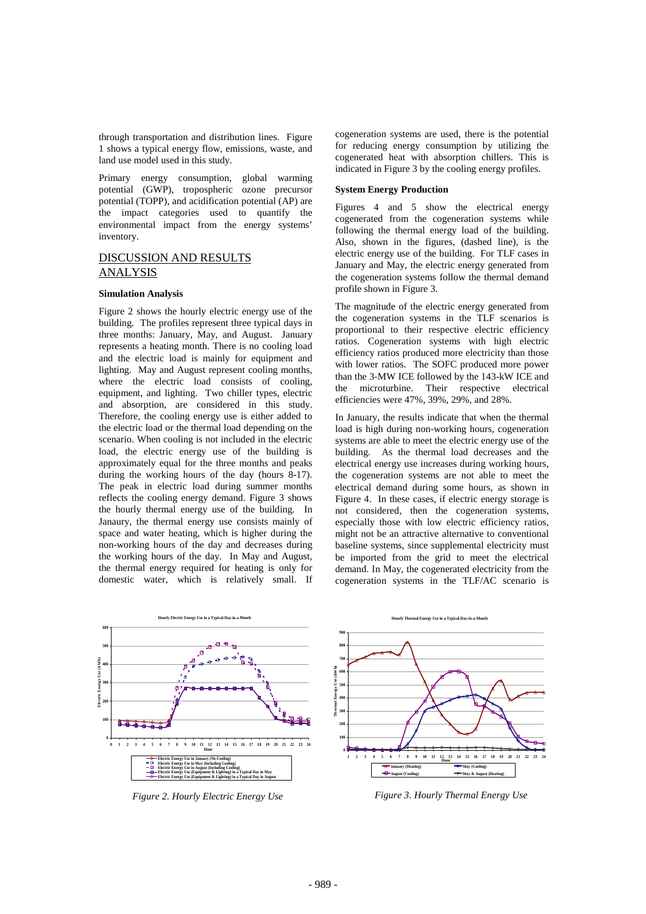through transportation and distribution lines. Figure 1 shows a typical energy flow, emissions, waste, and land use model used in this study.

Primary energy consumption, global warming potential (GWP), tropospheric ozone precursor potential (TOPP), and acidification potential (AP) are the impact categories used to quantify the environmental impact from the energy systems' inventory.

## DISCUSSION AND RESULTS ANALYSIS

### Simulation Analysis

Figure 2 shows the hourly electric energy use of the building. The profiles represent three typical days in three months: January, May, and August. January represents a heating month. There is no cooling load and the electric load is mainly for equipment and lighting. May and August represent cooling months, where the electric load consists of cooling, equipment, and lighting. Two chiller types, electric and absorption, are considered in this study. Therefore, the cooling energy use is either added to the electric load or the thermal load depending on the scenario. When cooling is not included in the electric load, the electric energy use of the building is approximately equal for the three months and peaks during the working hours of the day (hours 8-17). The peak in electric load during summer months reflects the cooling energy demand. Figure 3 shows the hourly thermal energy use of the building. In Janaury, the thermal energy use consists mainly of space and water heating, which is higher during the non-working hours of the day and decreases during the working hours of the day. In May and August, the thermal energy required for heating is only for domestic water, which is relatively small. If cogeneration systems are used, there is the potential for reducing energy consumption by utilizing the cogenerated heat with absorption chillers. This is indicated in Figure 3 by the cooling energy profiles.

### System Energy Production

Figures 4 and 5 show the electrical energy cogenerated from the cogeneration systems while following the thermal energy load of the building. Also, shown in the figures, (dashed line), is the electric energy use of the building. For TLF cases in January and May, the electric energy generated from the cogeneration systems follow the thermal demand profile shown in Figure 3.

The magnitude of the electric energy generated from the cogeneration systems in the TLF scenarios is proportional to their respective electric efficiency ratios. Cogeneration systems with high electric efficiency ratios produced more electricity than those with lower ratios. The SOFC produced more power than the 3-MW ICE followed by the 143-kW ICE and the microturbine. Their respective electrical efficiencies were 47%, 39%, 29%, and 28%.

In January, the results indicate that when the thermal load is high during non-working hours, cogeneration systems are able to meet the electric energy use of the building. As the thermal load decreases and the electrical energy use increases during working hours, the cogeneration systems are not able to meet the electrical demand during some hours, as shown in Figure 4. In these cases, if electric energy storage is not considered, then the cogeneration systems, especially those with low electric efficiency ratios, might not be an attractive alternative to conventional baseline systems, since supplemental electricity must be imported from the grid to meet the electrical demand. In May, the cogenerated electricity from the cogeneration systems in the TLF/AC scenario is

*Figure 2. Hourly Electric Energy Use*

*Figure 3. Hourly Thermal Energy Use*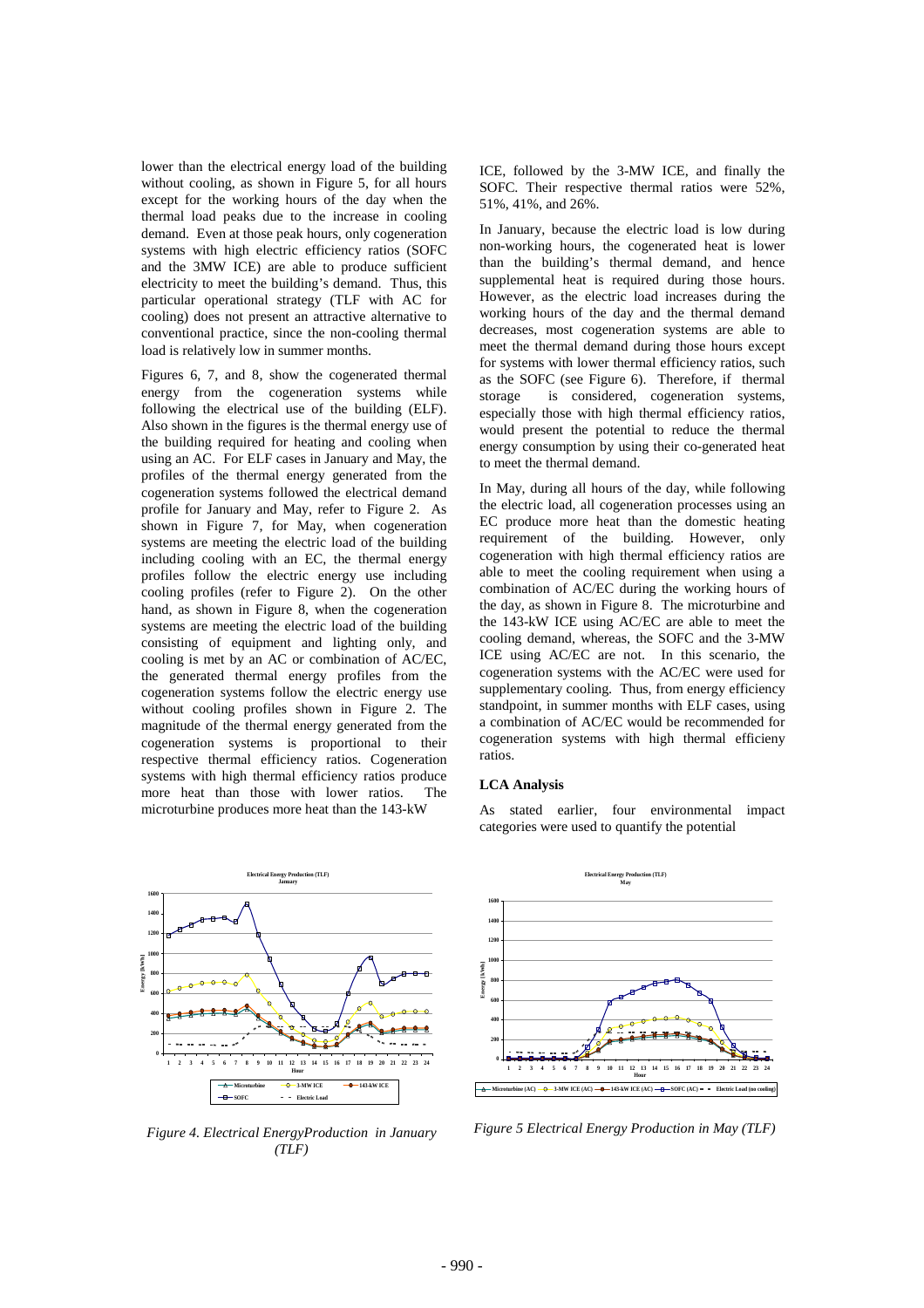lower than the electrical energy load of the building without cooling, as shown in Figure 5, for all hours except for the working hours of the day when the thermal load peaks due to the increase in cooling demand. Even at those peak hours, only cogeneration systems with high electric efficiency ratios (SOFC and the 3MW ICE) are able to produce sufficient electricity to meet the building's demand. Thus, this particular operational strategy (TLF with AC for cooling) does not present an attractive alternative to conventional practice, since the non-cooling thermal load is relatively low in summer months.

Figures 6, 7, and 8, show the cogenerated thermal energy from the cogeneration systems while following the electrical use of the building (ELF). Also shown in the figures is the thermal energy use of the building required for heating and cooling when using an AC. For ELF cases in January and May, the profiles of the thermal energy generated from the cogeneration systems followed the electrical demand profile for January and May, refer to Figure 2. As shown in Figure 7, for May, when cogeneration systems are meeting the electric load of the building including cooling with an EC, the thermal energy profiles follow the electric energy use including cooling profiles (refer to Figure 2). On the other hand, as shown in Figure 8, when the cogeneration systems are meeting the electric load of the building consisting of equipment and lighting only, and cooling is met by an AC or combination of AC/EC, the generated thermal energy profiles from the cogeneration systems follow the electric energy use without cooling profiles shown in Figure 2. The magnitude of the thermal energy generated from the cogeneration systems is proportional to their respective thermal efficiency ratios. Cogeneration systems with high thermal efficiency ratios produce more heat than those with lower ratios. The microturbine produces more heat than the 143-kW ICE, followed by the 3-MW ICE, and finally the SOFC. Their respective thermal ratios were 52%, 51%, 41%, and 26%.

In January, because the electric load is low during non-working hours, the cogenerated heat is lower than the building's thermal demand, and hence supplemental heat is required during those hours. However, as the electric load increases during the working hours of the day and the thermal demand decreases, most cogeneration systems are able to meet the thermal demand during those hours except for systems with lower thermal efficiency ratios, such as the SOFC (see Figure 6). Therefore, if thermal storage is considered, cogeneration systems, especially those with high thermal efficiency ratios, would present the potential to reduce the thermal energy consumption by using their co-generated heat to meet the thermal demand.

In May, during all hours of the day, while following the electric load, all cogeneration processes using an EC produce more heat than the domestic heating requirement of the building. However, only cogeneration with high thermal efficiency ratios are able to meet the cooling requirement when using a combination of AC/EC during the working hours of the day, as shown in Figure 8. The microturbine and the 143-kW ICE using AC/EC are able to meet the cooling demand, whereas, the SOFC and the 3-MW ICE using AC/EC are not. In this scenario, the cogeneration systems with the AC/EC were used for supplementary cooling. Thus, from energy efficiency standpoint, in summer months with ELF cases, using a combination of AC/EC would be recommended for cogeneration systems with high thermal efficieny ratios.

**LCA Analysis**

As stated earlier, four environmental impact categories were used to quantify the potential

*Figure 4. Electrical EnergyProduction in January (TLF)*

*Figure 5 Electrical Energy Production in May (TLF)*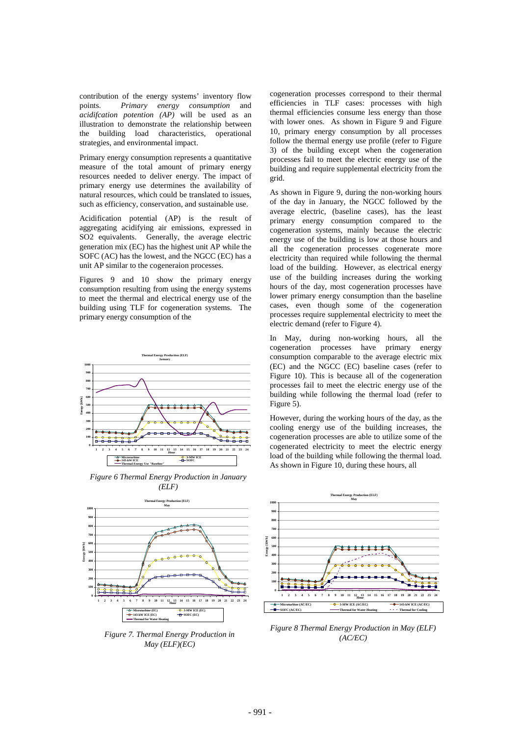contribution of the energy systems' inventory flow points. *Primary energy consumption* and *acidifcation potention (AP)* will be used as an illustration to demonstrate the relationship between the building load characteristics, operational strategies, and environmental impact.

Primary energy consumption represents a quantitative measure of the total amount of primary energy resources needed to deliver energy. The impact of primary energy use determines the availability of natural resources, which could be translated to issues, such as efficiency, conservation, and sustainable use.

Acidification potential (AP) is the result of aggregating acidifying air emissions, expressed in SO2 equivalents. Generally, the average electric generation mix (EC) has the highest unit AP while the SOFC (AC) has the lowest, and the NGCC (EC) has a unit AP similar to the cogeneraion processes.

Figures 9 and 10 show the primary energy consumption resulting from using the energy systems to meet the thermal and electrical energy use of the building using TLF for cogeneration systems. The primary energy consumption of the cogeneration processes correspond to their thermal efficiencies in TLF cases: processes with high thermal efficiencies consume less energy than those with lower ones. As shown in Figure 9 and Figure 10, primary energy consumption by all processes follow the thermal energy use profile (refer to Figure 3) of the building except when the cogeneration processes fail to meet the electric energy use of the building and require supplemental electricity from the grid.

As shown in Figure 9, during the non-working hours of the day in January, the NGCC followed by the average electric, (baseline cases), has the least primary energy consumption compared to the cogeneration systems, mainly because the electric energy use of the building is low at those hours and all the cogeneration processes cogenerate more electricity than required while following the thermal load of the building. However, as electrical energy use of the building increases during the working hours of the day, most cogeneration processes have lower primary energy consumption than the baseline cases, even though some of the cogeneration processes require supplemental electricity to meet the electric demand (refer to Figure 4).

In May, during non-working hours, all the cogeneration processes have primary energy consumption comparable to the average electric mix (EC) and the NGCC (EC) baseline cases (refer to Figure 10). This is because all of the cogeneration processes fail to meet the electric energy use of the building while following the thermal load (refer to Figure 5).

However, during the working hours of the day, as the cooling energy use of the building increases, the cogeneration processes are able to utilize some of the cogenerated electricity to meet the electric energy load of the building while following the thermal load. As shown in Figure 10, during these hours, all

*Figure 6 Thermal Energy Production in January (ELF)*

*Figure 7. Thermal Energy Production in May (ELF)(EC)*

*Figure 8 Thermal Energy Production in May (ELF) (AC/EC)*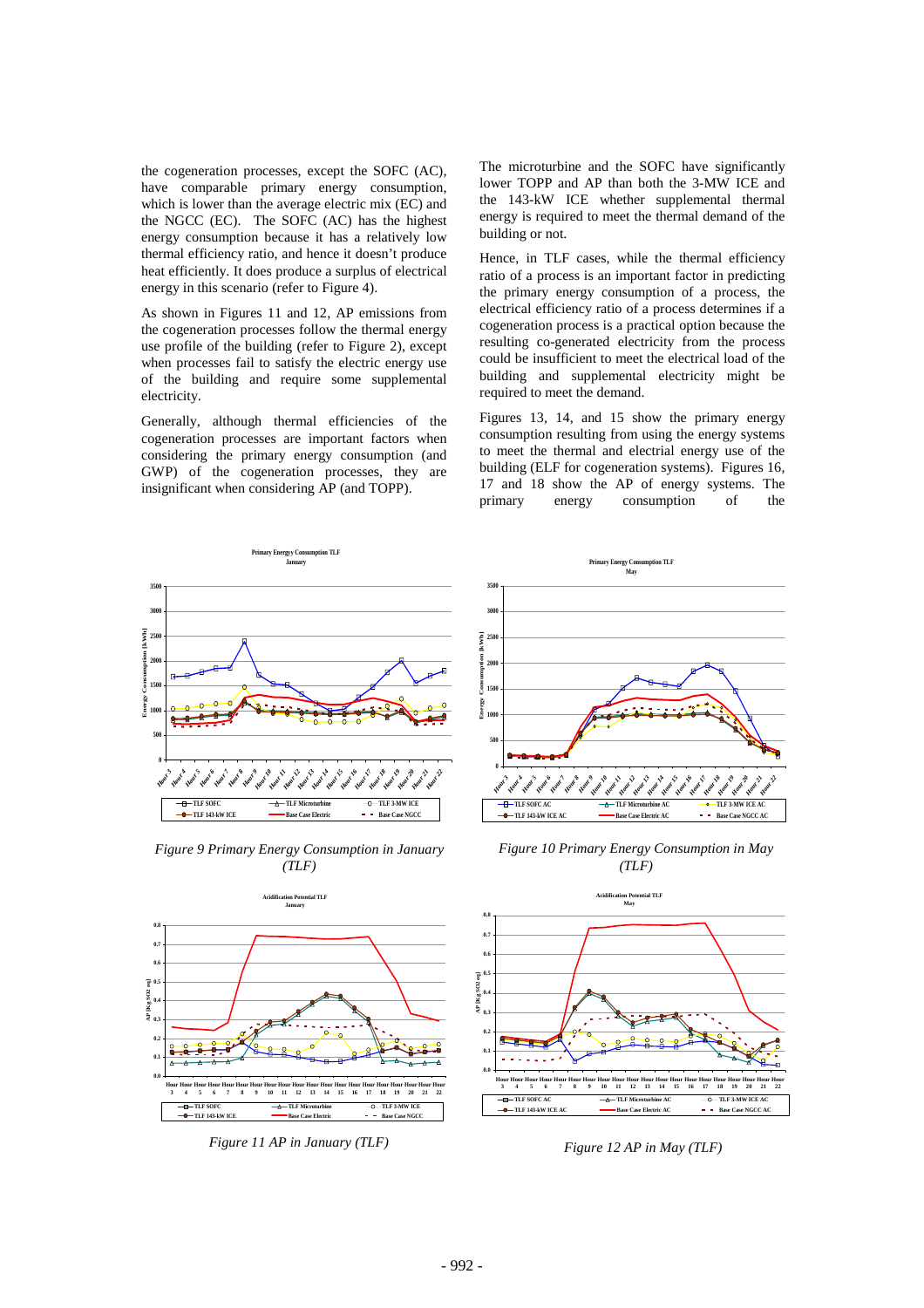the cogeneration processes, except the SOFC (AC), have comparable primary energy consumption, which is lower than the average electric mix (EC) and the NGCC (EC). The SOFC (AC) has the highest energy consumption because it has a relatively low thermal efficiency ratio, and hence it doesn't produce heat efficiently. It does produce a surplus of electrical energy in this scenario (refer to Figure 4).

As shown in Figures 11 and 12, AP emissions from the cogeneration processes follow the thermal energy use profile of the building (refer to Figure 2), except when processes fail to satisfy the electric energy use of the building and require some supplemental electricity.

Generally, although thermal efficiencies of the cogeneration processes are important factors when considering the primary energy consumption (and GWP) of the cogeneration processes, they are insignificant when considering AP (and TOPP).

The microturbine and the SOFC have significantly lower TOPP and AP than both the 3-MW ICE and the 143-kW ICE whether supplemental thermal energy is required to meet the thermal demand of the building or not.

Hence, in TLF cases, while the thermal efficiency ratio of a process is an important factor in predicting the primary energy consumption of a process, the electrical efficiency ratio of a process determines if a cogeneration process is a practical option because the resulting co-generated electricity from the process could be insufficient to meet the electrical load of the building and supplemental electricity might be required to meet the demand.

Figures 13, 14, and 15 show the primary energy consumption resulting from using the energy systems to meet the thermal and electrial energy use of the building (ELF for cogeneration systems). Figures 16, 17 and 18 show the AP of energy systems. The primary energy consumption of the

*Figure 9 Primary Energy Consumption in January (TLF)*

*Figure 10 Primary Energy Consumption in May (TLF)*

*Figure 11 AP in January (TLF)*

*Figure 12 AP in May (TLF)*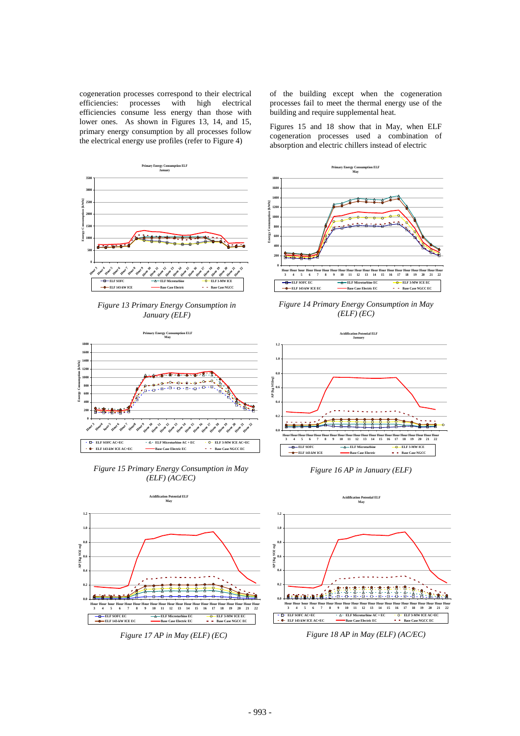cogeneration processes correspond to their electrical efficiencies: processes with high electrical efficiencies consume less energy than those with lower ones. As shown in Figures 13, 14, and 15, primary energy consumption by all processes follow the electrical energy use profiles (refer to Figure 4) of the building except when the cogeneration processes fail to meet the thermal energy use of the building and require supplemental heat.

Figures 15 and 18 show that in May, when ELF cogeneration processes used a combination of absorption and electric chillers instead of electric

*Figure 13 Primary Energy Consumption in January (ELF)*

*Figure 14 Primary Energy Consumption in May (ELF) (EC)*

*Figure 15 Primary Energy Consumption in May (ELF) (AC/EC)*

*Figure 16 AP in January (ELF)*

*Figure 17 AP in May (ELF) (EC)*

*Figure 18 AP in May (ELF) (AC/EC)*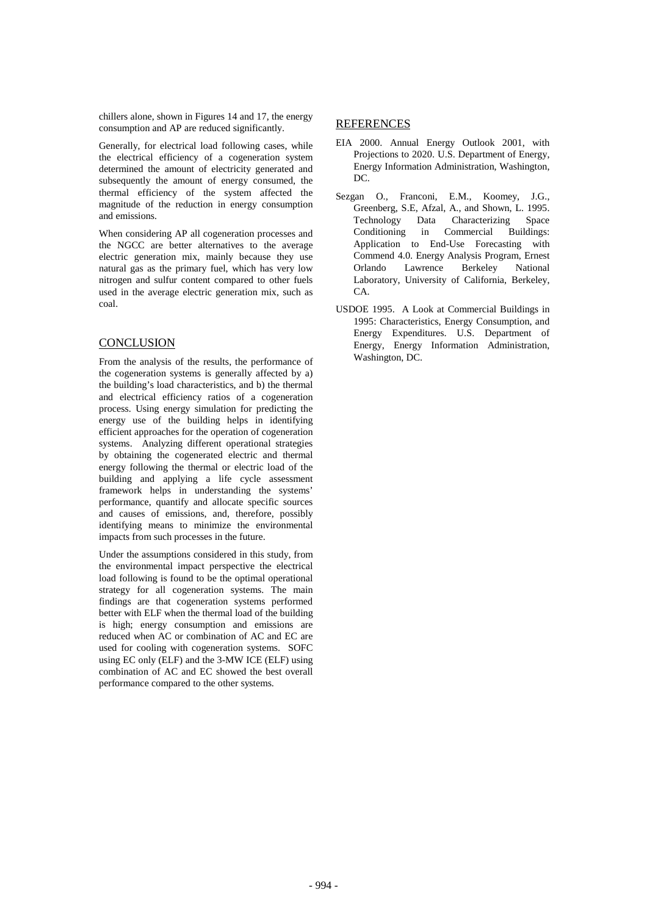chillers alone, shown in Figures 14 and 17, the energy consumption and AP are reduced significantly.

Generally, for electrical load following cases, while the electrical efficiency of a cogeneration system determined the amount of electricity generated and subsequently the amount of energy consumed, the thermal efficiency of the system affected the magnitude of the reduction in energy consumption and emissions.

When considering AP all cogeneration processes and the NGCC are better alternatives to the average electric generation mix, mainly because they use natural gas as the primary fuel, which has very low nitrogen and sulfur content compared to other fuels used in the average electric generation mix, such as coal.

## CONCLUSION

From the analysis of the results, the performance of the cogeneration systems is generally affected by a) the building's load characteristics, and b) the thermal and electrical efficiency ratios of a cogeneration process. Using energy simulation for predicting the energy use of the building helps in identifying efficient approaches for the operation of cogeneration systems. Analyzing different operational strategies by obtaining the cogenerated electric and thermal energy following the thermal or electric load of the building and applying a life cycle assessment framework helps in understanding the systems' performance, quantify and allocate specific sources and causes of emissions, and, therefore, possibly identifying means to minimize the environmental impacts from such processes in the future.

Under the assumptions considered in this study, from the environmental impact perspective the electrical load following is found to be the optimal operational strategy for all cogeneration systems. The main findings are that cogeneration systems performed better with ELF when the thermal load of the building is high; energy consumption and emissions are reduced when AC or combination of AC and EC are used for cooling with cogeneration systems. SOFC using EC only (ELF) and the 3-MW ICE (ELF) using combination of AC and EC showed the best overall performance compared to the other systems.

## REFERENCES

EIA 2000. Annual Energy Outlook 2001, with Projections to 2020. U.S. Department of Energy, Energy Information Administration, Washington, DC.

Sezgan O., Franconi, E.M., Koomey, J.G., Greenberg, S.E, Afzal, A., and Shown, L. 1995. Technology Data Characterizing Space Conditioning in Commercial Buildings: Application to End-Use Forecasting with Commend 4.0. Energy Analysis Program, Ernest Orlando Lawrence Berkeley National Laboratory, University of California, Berkeley, CA.

USDOE 1995. A Look at Commercial Buildings in 1995: Characteristics, Energy Consumption, and Energy Expenditures. U.S. Department of Energy, Energy Information Administration, Washington, DC.